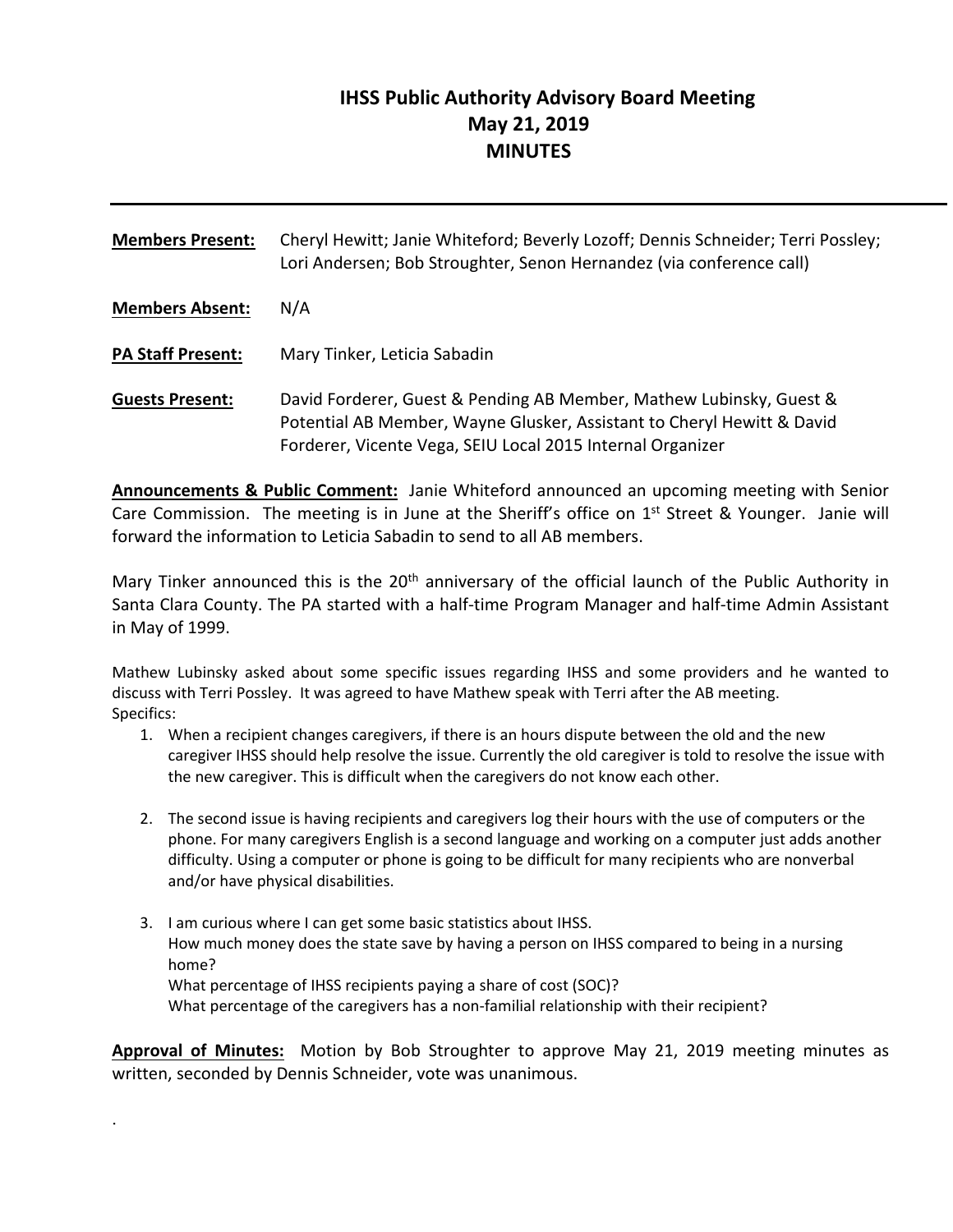# IHSS Public Authority Advisory Board Meeting
# May 21, 2019
# MINUTES

---

**Members Present:** Cheryl Hewitt; Janie Whiteford; Beverly Lozoff; Dennis Schneider; Terri Possley; Lori Andersen; Bob Stroughter, Senon Hernandez (via conference call)

**Members Absent:** N/A

**PA Staff Present:** Mary Tinker, Leticia Sabadin

**Guests Present:** David Forderer, Guest & Pending AB Member, Mathew Lubinsky, Guest & Potential AB Member, Wayne Glusker, Assistant to Cheryl Hewitt & David Forderer, Vicente Vega, SEIU Local 2015 Internal Organizer

**Announcements & Public Comment:** Janie Whiteford announced an upcoming meeting with Senior Care Commission. The meeting is in June at the Sheriff's office on 1st Street & Younger. Janie will forward the information to Leticia Sabadin to send to all AB members.

Mary Tinker announced this is the 20th anniversary of the official launch of the Public Authority in Santa Clara County. The PA started with a half-time Program Manager and half-time Admin Assistant in May of 1999.

Mathew Lubinsky asked about some specific issues regarding IHSS and some providers and he wanted to discuss with Terri Possley. It was agreed to have Mathew speak with Terri after the AB meeting.
Specifics:

1. When a recipient changes caregivers, if there is an hours dispute between the old and the new caregiver IHSS should help resolve the issue. Currently the old caregiver is told to resolve the issue with the new caregiver. This is difficult when the caregivers do not know each other.

2. The second issue is having recipients and caregivers log their hours with the use of computers or the phone. For many caregivers English is a second language and working on a computer just adds another difficulty. Using a computer or phone is going to be difficult for many recipients who are nonverbal and/or have physical disabilities.

3. I am curious where I can get some basic statistics about IHSS.
   How much money does the state save by having a person on IHSS compared to being in a nursing home?
   What percentage of IHSS recipients paying a share of cost (SOC)?
   What percentage of the caregivers has a non-familial relationship with their recipient?

**Approval of Minutes:** Motion by Bob Stroughter to approve May 21, 2019 meeting minutes as written, seconded by Dennis Schneider, vote was unanimous.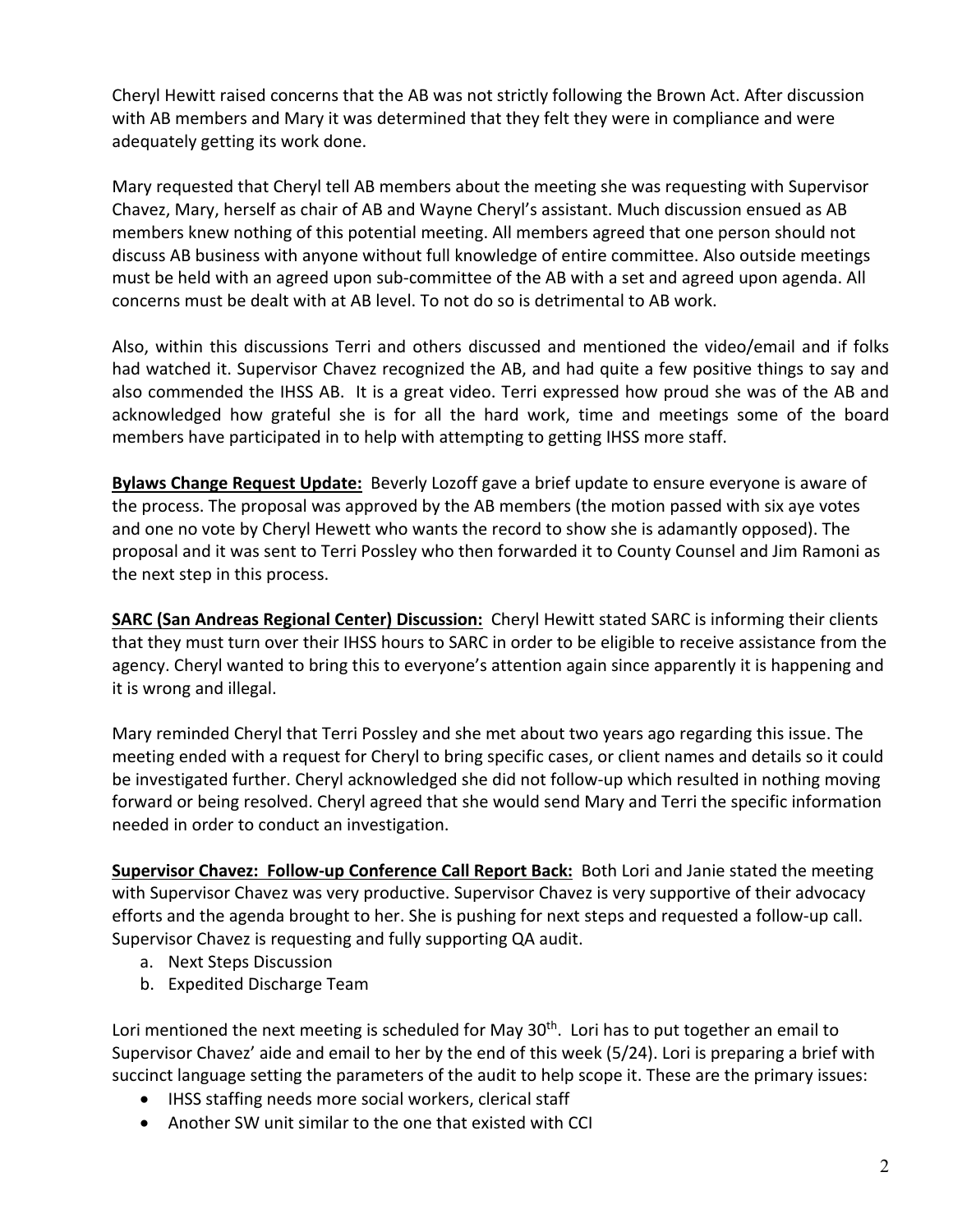Cheryl Hewitt raised concerns that the AB was not strictly following the Brown Act. After discussion with AB members and Mary it was determined that they felt they were in compliance and were adequately getting its work done.

Mary requested that Cheryl tell AB members about the meeting she was requesting with Supervisor Chavez, Mary, herself as chair of AB and Wayne Cheryl's assistant. Much discussion ensued as AB members knew nothing of this potential meeting. All members agreed that one person should not discuss AB business with anyone without full knowledge of entire committee. Also outside meetings must be held with an agreed upon sub-committee of the AB with a set and agreed upon agenda. All concerns must be dealt with at AB level. To not do so is detrimental to AB work.

Also, within this discussions Terri and others discussed and mentioned the video/email and if folks had watched it. Supervisor Chavez recognized the AB, and had quite a few positive things to say and also commended the IHSS AB. It is a great video. Terri expressed how proud she was of the AB and acknowledged how grateful she is for all the hard work, time and meetings some of the board members have participated in to help with attempting to getting IHSS more staff.

**Bylaws Change Request Update:** Beverly Lozoff gave a brief update to ensure everyone is aware of the process. The proposal was approved by the AB members (the motion passed with six aye votes and one no vote by Cheryl Hewett who wants the record to show she is adamantly opposed). The proposal and it was sent to Terri Possley who then forwarded it to County Counsel and Jim Ramoni as the next step in this process.

**SARC (San Andreas Regional Center) Discussion:** Cheryl Hewitt stated SARC is informing their clients that they must turn over their IHSS hours to SARC in order to be eligible to receive assistance from the agency. Cheryl wanted to bring this to everyone's attention again since apparently it is happening and it is wrong and illegal.

Mary reminded Cheryl that Terri Possley and she met about two years ago regarding this issue. The meeting ended with a request for Cheryl to bring specific cases, or client names and details so it could be investigated further. Cheryl acknowledged she did not follow-up which resulted in nothing moving forward or being resolved. Cheryl agreed that she would send Mary and Terri the specific information needed in order to conduct an investigation.

**Supervisor Chavez: Follow-up Conference Call Report Back:** Both Lori and Janie stated the meeting with Supervisor Chavez was very productive. Supervisor Chavez is very supportive of their advocacy efforts and the agenda brought to her. She is pushing for next steps and requested a follow-up call. Supervisor Chavez is requesting and fully supporting QA audit.

a. Next Steps Discussion
b. Expedited Discharge Team

Lori mentioned the next meeting is scheduled for May 30th. Lori has to put together an email to Supervisor Chavez' aide and email to her by the end of this week (5/24). Lori is preparing a brief with succinct language setting the parameters of the audit to help scope it. These are the primary issues:

- IHSS staffing needs more social workers, clerical staff
- Another SW unit similar to the one that existed with CCI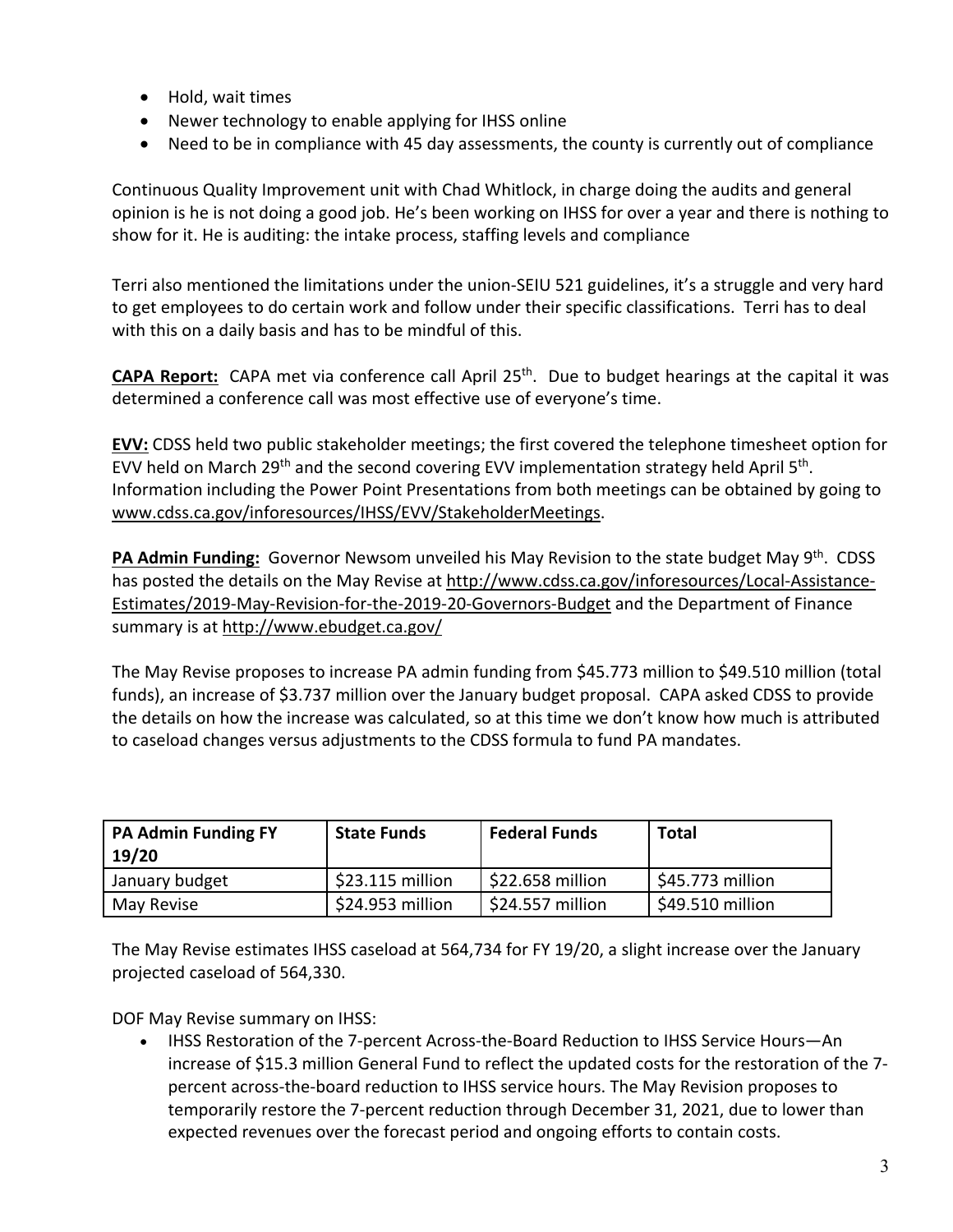- Hold, wait times
- Newer technology to enable applying for IHSS online
- Need to be in compliance with 45 day assessments, the county is currently out of compliance

Continuous Quality Improvement unit with Chad Whitlock, in charge doing the audits and general opinion is he is not doing a good job. He's been working on IHSS for over a year and there is nothing to show for it. He is auditing: the intake process, staffing levels and compliance

Terri also mentioned the limitations under the union-SEIU 521 guidelines, it's a struggle and very hard to get employees to do certain work and follow under their specific classifications. Terri has to deal with this on a daily basis and has to be mindful of this.

**CAPA Report:** CAPA met via conference call April 25th. Due to budget hearings at the capital it was determined a conference call was most effective use of everyone's time.

**EVV:** CDSS held two public stakeholder meetings; the first covered the telephone timesheet option for EVV held on March 29th and the second covering EVV implementation strategy held April 5th. Information including the Power Point Presentations from both meetings can be obtained by going to www.cdss.ca.gov/inforesources/IHSS/EVV/StakeholderMeetings.

**PA Admin Funding:** Governor Newsom unveiled his May Revision to the state budget May 9th. CDSS has posted the details on the May Revise at http://www.cdss.ca.gov/inforesources/Local-Assistance-Estimates/2019-May-Revision-for-the-2019-20-Governors-Budget and the Department of Finance summary is at http://www.ebudget.ca.gov/

The May Revise proposes to increase PA admin funding from $45.773 million to $49.510 million (total funds), an increase of $3.737 million over the January budget proposal. CAPA asked CDSS to provide the details on how the increase was calculated, so at this time we don't know how much is attributed to caseload changes versus adjustments to the CDSS formula to fund PA mandates.

| PA Admin Funding FY 19/20 | State Funds | Federal Funds | Total |
|---|---|---|---|
| January budget | $23.115 million | $22.658 million | $45.773 million |
| May Revise | $24.953 million | $24.557 million | $49.510 million |

The May Revise estimates IHSS caseload at 564,734 for FY 19/20, a slight increase over the January projected caseload of 564,330.

DOF May Revise summary on IHSS:

- IHSS Restoration of the 7-percent Across-the-Board Reduction to IHSS Service Hours—An increase of $15.3 million General Fund to reflect the updated costs for the restoration of the 7-percent across-the-board reduction to IHSS service hours. The May Revision proposes to temporarily restore the 7-percent reduction through December 31, 2021, due to lower than expected revenues over the forecast period and ongoing efforts to contain costs.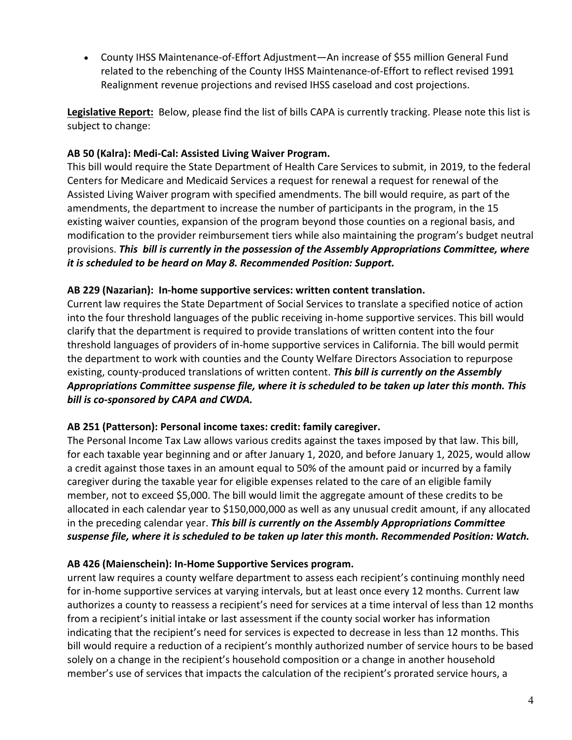- County IHSS Maintenance-of-Effort Adjustment—An increase of $55 million General Fund related to the rebenching of the County IHSS Maintenance-of-Effort to reflect revised 1991 Realignment revenue projections and revised IHSS caseload and cost projections.

**Legislative Report:** Below, please find the list of bills CAPA is currently tracking. Please note this list is subject to change:

**AB 50 (Kalra): Medi-Cal: Assisted Living Waiver Program.**
This bill would require the State Department of Health Care Services to submit, in 2019, to the federal Centers for Medicare and Medicaid Services a request for renewal a request for renewal of the Assisted Living Waiver program with specified amendments. The bill would require, as part of the amendments, the department to increase the number of participants in the program, in the 15 existing waiver counties, expansion of the program beyond those counties on a regional basis, and modification to the provider reimbursement tiers while also maintaining the program's budget neutral provisions. ***This bill is currently in the possession of the Assembly Appropriations Committee, where it is scheduled to be heard on May 8. Recommended Position: Support.***

**AB 229 (Nazarian): In-home supportive services: written content translation.**
Current law requires the State Department of Social Services to translate a specified notice of action into the four threshold languages of the public receiving in-home supportive services. This bill would clarify that the department is required to provide translations of written content into the four threshold languages of providers of in-home supportive services in California. The bill would permit the department to work with counties and the County Welfare Directors Association to repurpose existing, county-produced translations of written content. ***This bill is currently on the Assembly Appropriations Committee suspense file, where it is scheduled to be taken up later this month. This bill is co-sponsored by CAPA and CWDA.***

**AB 251 (Patterson): Personal income taxes: credit: family caregiver.**
The Personal Income Tax Law allows various credits against the taxes imposed by that law. This bill, for each taxable year beginning and or after January 1, 2020, and before January 1, 2025, would allow a credit against those taxes in an amount equal to 50% of the amount paid or incurred by a family caregiver during the taxable year for eligible expenses related to the care of an eligible family member, not to exceed $5,000. The bill would limit the aggregate amount of these credits to be allocated in each calendar year to $150,000,000 as well as any unusual credit amount, if any allocated in the preceding calendar year. ***This bill is currently on the Assembly Appropriations Committee suspense file, where it is scheduled to be taken up later this month. Recommended Position: Watch.***

**AB 426 (Maienschein): In-Home Supportive Services program.**
urrent law requires a county welfare department to assess each recipient's continuing monthly need for in-home supportive services at varying intervals, but at least once every 12 months. Current law authorizes a county to reassess a recipient's need for services at a time interval of less than 12 months from a recipient's initial intake or last assessment if the county social worker has information indicating that the recipient's need for services is expected to decrease in less than 12 months. This bill would require a reduction of a recipient's monthly authorized number of service hours to be based solely on a change in the recipient's household composition or a change in another household member's use of services that impacts the calculation of the recipient's prorated service hours, a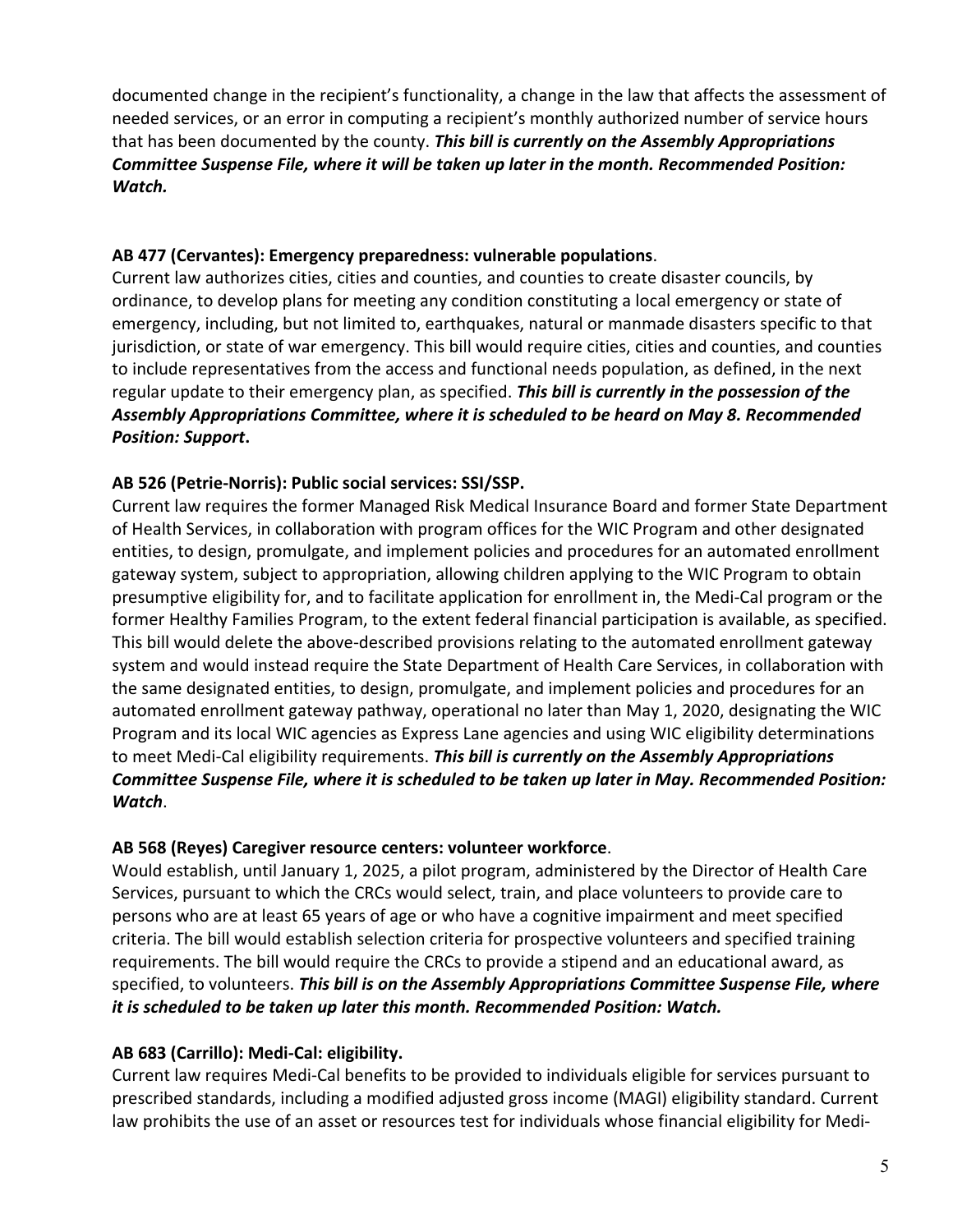documented change in the recipient's functionality, a change in the law that affects the assessment of needed services, or an error in computing a recipient's monthly authorized number of service hours that has been documented by the county. ***This bill is currently on the Assembly Appropriations Committee Suspense File, where it will be taken up later in the month. Recommended Position: Watch.***

**AB 477 (Cervantes): Emergency preparedness: vulnerable populations**.

Current law authorizes cities, cities and counties, and counties to create disaster councils, by ordinance, to develop plans for meeting any condition constituting a local emergency or state of emergency, including, but not limited to, earthquakes, natural or manmade disasters specific to that jurisdiction, or state of war emergency. This bill would require cities, cities and counties, and counties to include representatives from the access and functional needs population, as defined, in the next regular update to their emergency plan, as specified. ***This bill is currently in the possession of the Assembly Appropriations Committee, where it is scheduled to be heard on May 8. Recommended Position: Support*.**

**AB 526 (Petrie-Norris): Public social services: SSI/SSP.**

Current law requires the former Managed Risk Medical Insurance Board and former State Department of Health Services, in collaboration with program offices for the WIC Program and other designated entities, to design, promulgate, and implement policies and procedures for an automated enrollment gateway system, subject to appropriation, allowing children applying to the WIC Program to obtain presumptive eligibility for, and to facilitate application for enrollment in, the Medi-Cal program or the former Healthy Families Program, to the extent federal financial participation is available, as specified. This bill would delete the above-described provisions relating to the automated enrollment gateway system and would instead require the State Department of Health Care Services, in collaboration with the same designated entities, to design, promulgate, and implement policies and procedures for an automated enrollment gateway pathway, operational no later than May 1, 2020, designating the WIC Program and its local WIC agencies as Express Lane agencies and using WIC eligibility determinations to meet Medi-Cal eligibility requirements. ***This bill is currently on the Assembly Appropriations Committee Suspense File, where it is scheduled to be taken up later in May. Recommended Position: Watch***.

**AB 568 (Reyes) Caregiver resource centers: volunteer workforce**.

Would establish, until January 1, 2025, a pilot program, administered by the Director of Health Care Services, pursuant to which the CRCs would select, train, and place volunteers to provide care to persons who are at least 65 years of age or who have a cognitive impairment and meet specified criteria. The bill would establish selection criteria for prospective volunteers and specified training requirements. The bill would require the CRCs to provide a stipend and an educational award, as specified, to volunteers. ***This bill is on the Assembly Appropriations Committee Suspense File, where it is scheduled to be taken up later this month. Recommended Position: Watch.***

**AB 683 (Carrillo): Medi-Cal: eligibility.**

Current law requires Medi-Cal benefits to be provided to individuals eligible for services pursuant to prescribed standards, including a modified adjusted gross income (MAGI) eligibility standard. Current law prohibits the use of an asset or resources test for individuals whose financial eligibility for Medi-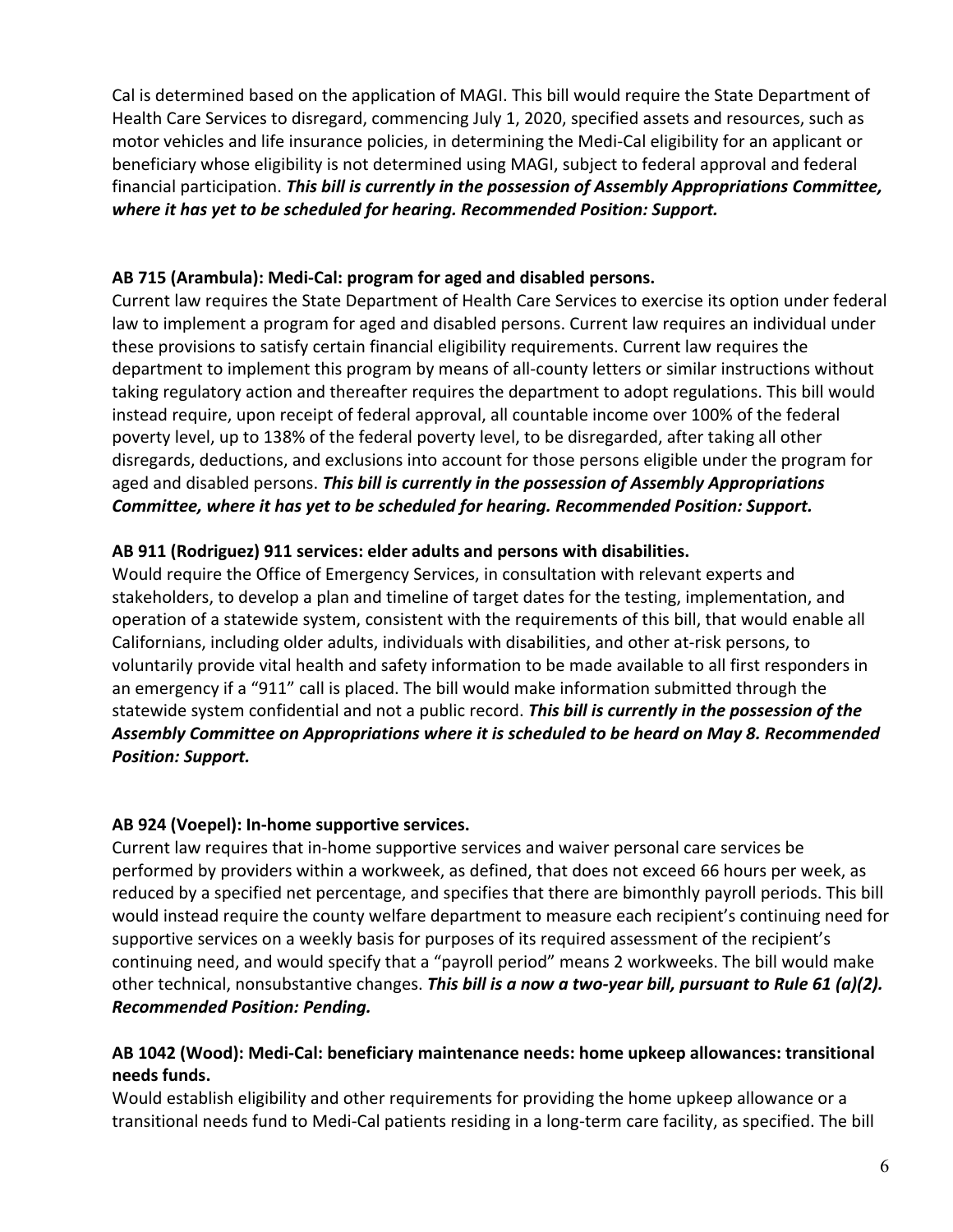Cal is determined based on the application of MAGI. This bill would require the State Department of Health Care Services to disregard, commencing July 1, 2020, specified assets and resources, such as motor vehicles and life insurance policies, in determining the Medi-Cal eligibility for an applicant or beneficiary whose eligibility is not determined using MAGI, subject to federal approval and federal financial participation. ***This bill is currently in the possession of Assembly Appropriations Committee, where it has yet to be scheduled for hearing. Recommended Position: Support.***

**AB 715 (Arambula): Medi-Cal: program for aged and disabled persons.**

Current law requires the State Department of Health Care Services to exercise its option under federal law to implement a program for aged and disabled persons. Current law requires an individual under these provisions to satisfy certain financial eligibility requirements. Current law requires the department to implement this program by means of all-county letters or similar instructions without taking regulatory action and thereafter requires the department to adopt regulations. This bill would instead require, upon receipt of federal approval, all countable income over 100% of the federal poverty level, up to 138% of the federal poverty level, to be disregarded, after taking all other disregards, deductions, and exclusions into account for those persons eligible under the program for aged and disabled persons. ***This bill is currently in the possession of Assembly Appropriations Committee, where it has yet to be scheduled for hearing. Recommended Position: Support.***

**AB 911 (Rodriguez) 911 services: elder adults and persons with disabilities.**

Would require the Office of Emergency Services, in consultation with relevant experts and stakeholders, to develop a plan and timeline of target dates for the testing, implementation, and operation of a statewide system, consistent with the requirements of this bill, that would enable all Californians, including older adults, individuals with disabilities, and other at-risk persons, to voluntarily provide vital health and safety information to be made available to all first responders in an emergency if a "911" call is placed. The bill would make information submitted through the statewide system confidential and not a public record. ***This bill is currently in the possession of the Assembly Committee on Appropriations where it is scheduled to be heard on May 8. Recommended Position: Support.***

**AB 924 (Voepel): In-home supportive services.**

Current law requires that in-home supportive services and waiver personal care services be performed by providers within a workweek, as defined, that does not exceed 66 hours per week, as reduced by a specified net percentage, and specifies that there are bimonthly payroll periods. This bill would instead require the county welfare department to measure each recipient's continuing need for supportive services on a weekly basis for purposes of its required assessment of the recipient's continuing need, and would specify that a "payroll period" means 2 workweeks. The bill would make other technical, nonsubstantive changes. ***This bill is a now a two-year bill, pursuant to Rule 61 (a)(2). Recommended Position: Pending.***

**AB 1042 (Wood): Medi-Cal: beneficiary maintenance needs: home upkeep allowances: transitional needs funds.**

Would establish eligibility and other requirements for providing the home upkeep allowance or a transitional needs fund to Medi-Cal patients residing in a long-term care facility, as specified. The bill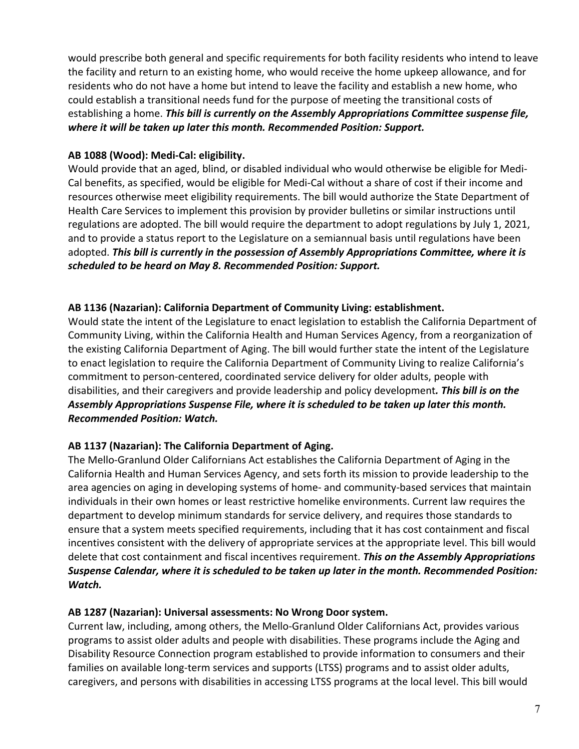would prescribe both general and specific requirements for both facility residents who intend to leave the facility and return to an existing home, who would receive the home upkeep allowance, and for residents who do not have a home but intend to leave the facility and establish a new home, who could establish a transitional needs fund for the purpose of meeting the transitional costs of establishing a home. ***This bill is currently on the Assembly Appropriations Committee suspense file, where it will be taken up later this month. Recommended Position: Support.***

**AB 1088 (Wood): Medi-Cal: eligibility.**
Would provide that an aged, blind, or disabled individual who would otherwise be eligible for Medi-Cal benefits, as specified, would be eligible for Medi-Cal without a share of cost if their income and resources otherwise meet eligibility requirements. The bill would authorize the State Department of Health Care Services to implement this provision by provider bulletins or similar instructions until regulations are adopted. The bill would require the department to adopt regulations by July 1, 2021, and to provide a status report to the Legislature on a semiannual basis until regulations have been adopted. ***This bill is currently in the possession of Assembly Appropriations Committee, where it is scheduled to be heard on May 8. Recommended Position: Support.***

**AB 1136 (Nazarian): California Department of Community Living: establishment.**
Would state the intent of the Legislature to enact legislation to establish the California Department of Community Living, within the California Health and Human Services Agency, from a reorganization of the existing California Department of Aging. The bill would further state the intent of the Legislature to enact legislation to require the California Department of Community Living to realize California's commitment to person-centered, coordinated service delivery for older adults, people with disabilities, and their caregivers and provide leadership and policy development***. This bill is on the Assembly Appropriations Suspense File, where it is scheduled to be taken up later this month. Recommended Position: Watch.***

**AB 1137 (Nazarian): The California Department of Aging.**
The Mello-Granlund Older Californians Act establishes the California Department of Aging in the California Health and Human Services Agency, and sets forth its mission to provide leadership to the area agencies on aging in developing systems of home- and community-based services that maintain individuals in their own homes or least restrictive homelike environments. Current law requires the department to develop minimum standards for service delivery, and requires those standards to ensure that a system meets specified requirements, including that it has cost containment and fiscal incentives consistent with the delivery of appropriate services at the appropriate level. This bill would delete that cost containment and fiscal incentives requirement. ***This on the Assembly Appropriations Suspense Calendar, where it is scheduled to be taken up later in the month. Recommended Position: Watch.***

**AB 1287 (Nazarian): Universal assessments: No Wrong Door system.**
Current law, including, among others, the Mello-Granlund Older Californians Act, provides various programs to assist older adults and people with disabilities. These programs include the Aging and Disability Resource Connection program established to provide information to consumers and their families on available long-term services and supports (LTSS) programs and to assist older adults, caregivers, and persons with disabilities in accessing LTSS programs at the local level. This bill would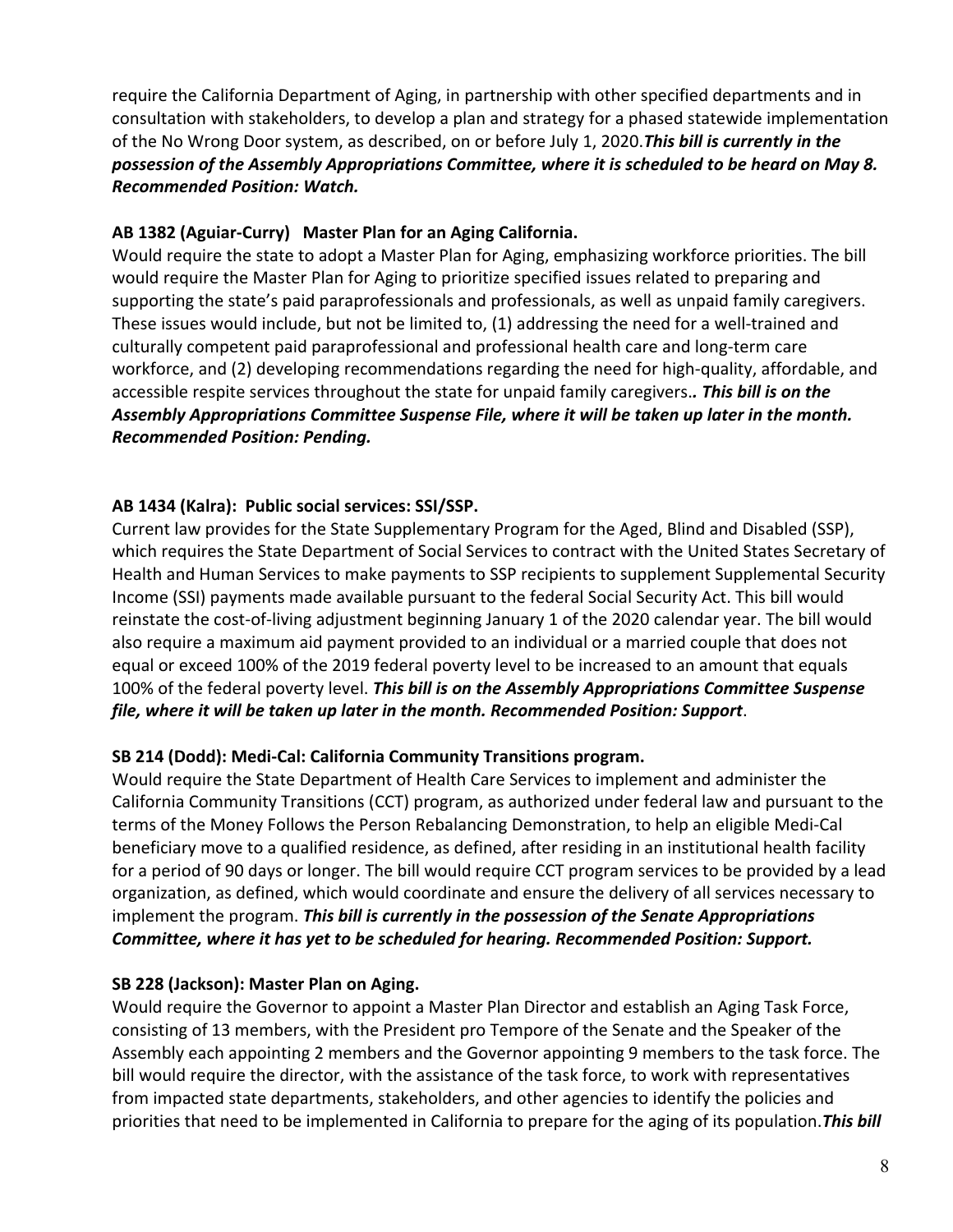require the California Department of Aging, in partnership with other specified departments and in consultation with stakeholders, to develop a plan and strategy for a phased statewide implementation of the No Wrong Door system, as described, on or before July 1, 2020.***This bill is currently in the possession of the Assembly Appropriations Committee, where it is scheduled to be heard on May 8. Recommended Position: Watch.***

**AB 1382 (Aguiar-Curry) Master Plan for an Aging California.**

Would require the state to adopt a Master Plan for Aging, emphasizing workforce priorities. The bill would require the Master Plan for Aging to prioritize specified issues related to preparing and supporting the state's paid paraprofessionals and professionals, as well as unpaid family caregivers. These issues would include, but not be limited to, (1) addressing the need for a well-trained and culturally competent paid paraprofessional and professional health care and long-term care workforce, and (2) developing recommendations regarding the need for high-quality, affordable, and accessible respite services throughout the state for unpaid family caregivers.***. This bill is on the Assembly Appropriations Committee Suspense File, where it will be taken up later in the month. Recommended Position: Pending.***

**AB 1434 (Kalra): Public social services: SSI/SSP.**

Current law provides for the State Supplementary Program for the Aged, Blind and Disabled (SSP), which requires the State Department of Social Services to contract with the United States Secretary of Health and Human Services to make payments to SSP recipients to supplement Supplemental Security Income (SSI) payments made available pursuant to the federal Social Security Act. This bill would reinstate the cost-of-living adjustment beginning January 1 of the 2020 calendar year. The bill would also require a maximum aid payment provided to an individual or a married couple that does not equal or exceed 100% of the 2019 federal poverty level to be increased to an amount that equals 100% of the federal poverty level. ***This bill is on the Assembly Appropriations Committee Suspense file, where it will be taken up later in the month. Recommended Position: Support***.

**SB 214 (Dodd): Medi-Cal: California Community Transitions program.**

Would require the State Department of Health Care Services to implement and administer the California Community Transitions (CCT) program, as authorized under federal law and pursuant to the terms of the Money Follows the Person Rebalancing Demonstration, to help an eligible Medi-Cal beneficiary move to a qualified residence, as defined, after residing in an institutional health facility for a period of 90 days or longer. The bill would require CCT program services to be provided by a lead organization, as defined, which would coordinate and ensure the delivery of all services necessary to implement the program. ***This bill is currently in the possession of the Senate Appropriations Committee, where it has yet to be scheduled for hearing. Recommended Position: Support.***

**SB 228 (Jackson): Master Plan on Aging.**

Would require the Governor to appoint a Master Plan Director and establish an Aging Task Force, consisting of 13 members, with the President pro Tempore of the Senate and the Speaker of the Assembly each appointing 2 members and the Governor appointing 9 members to the task force. The bill would require the director, with the assistance of the task force, to work with representatives from impacted state departments, stakeholders, and other agencies to identify the policies and priorities that need to be implemented in California to prepare for the aging of its population.***This bill***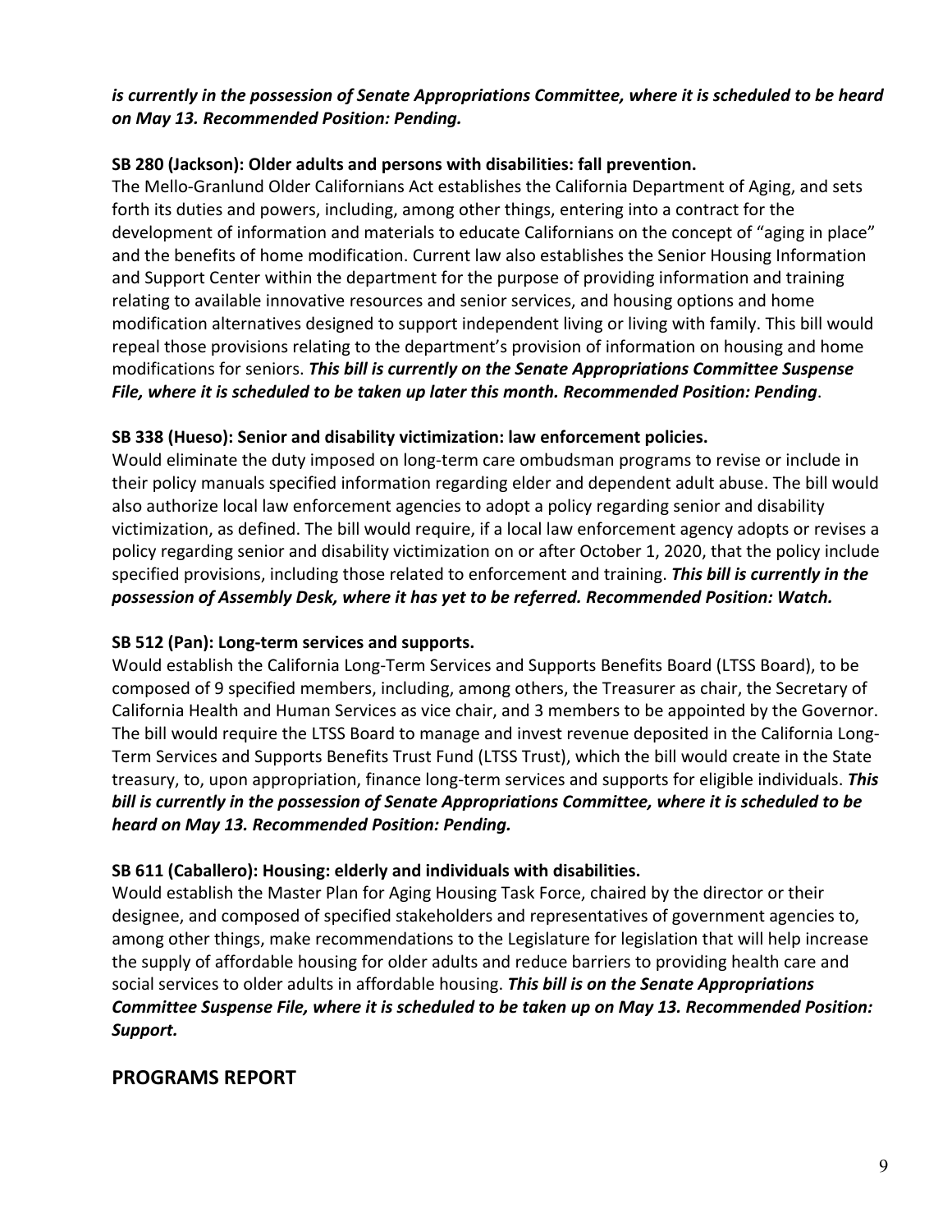***is currently in the possession of Senate Appropriations Committee, where it is scheduled to be heard on May 13. Recommended Position: Pending.***

**SB 280 (Jackson): Older adults and persons with disabilities: fall prevention.**
The Mello-Granlund Older Californians Act establishes the California Department of Aging, and sets forth its duties and powers, including, among other things, entering into a contract for the development of information and materials to educate Californians on the concept of "aging in place" and the benefits of home modification. Current law also establishes the Senior Housing Information and Support Center within the department for the purpose of providing information and training relating to available innovative resources and senior services, and housing options and home modification alternatives designed to support independent living or living with family. This bill would repeal those provisions relating to the department's provision of information on housing and home modifications for seniors. ***This bill is currently on the Senate Appropriations Committee Suspense File, where it is scheduled to be taken up later this month. Recommended Position: Pending***.

**SB 338 (Hueso): Senior and disability victimization: law enforcement policies.**
Would eliminate the duty imposed on long-term care ombudsman programs to revise or include in their policy manuals specified information regarding elder and dependent adult abuse. The bill would also authorize local law enforcement agencies to adopt a policy regarding senior and disability victimization, as defined. The bill would require, if a local law enforcement agency adopts or revises a policy regarding senior and disability victimization on or after October 1, 2020, that the policy include specified provisions, including those related to enforcement and training. ***This bill is currently in the possession of Assembly Desk, where it has yet to be referred. Recommended Position: Watch.***

**SB 512 (Pan): Long-term services and supports.**
Would establish the California Long-Term Services and Supports Benefits Board (LTSS Board), to be composed of 9 specified members, including, among others, the Treasurer as chair, the Secretary of California Health and Human Services as vice chair, and 3 members to be appointed by the Governor. The bill would require the LTSS Board to manage and invest revenue deposited in the California Long-Term Services and Supports Benefits Trust Fund (LTSS Trust), which the bill would create in the State treasury, to, upon appropriation, finance long-term services and supports for eligible individuals. ***This bill is currently in the possession of Senate Appropriations Committee, where it is scheduled to be heard on May 13. Recommended Position: Pending.***

**SB 611 (Caballero): Housing: elderly and individuals with disabilities.**
Would establish the Master Plan for Aging Housing Task Force, chaired by the director or their designee, and composed of specified stakeholders and representatives of government agencies to, among other things, make recommendations to the Legislature for legislation that will help increase the supply of affordable housing for older adults and reduce barriers to providing health care and social services to older adults in affordable housing. ***This bill is on the Senate Appropriations Committee Suspense File, where it is scheduled to be taken up on May 13. Recommended Position: Support.***

## PROGRAMS REPORT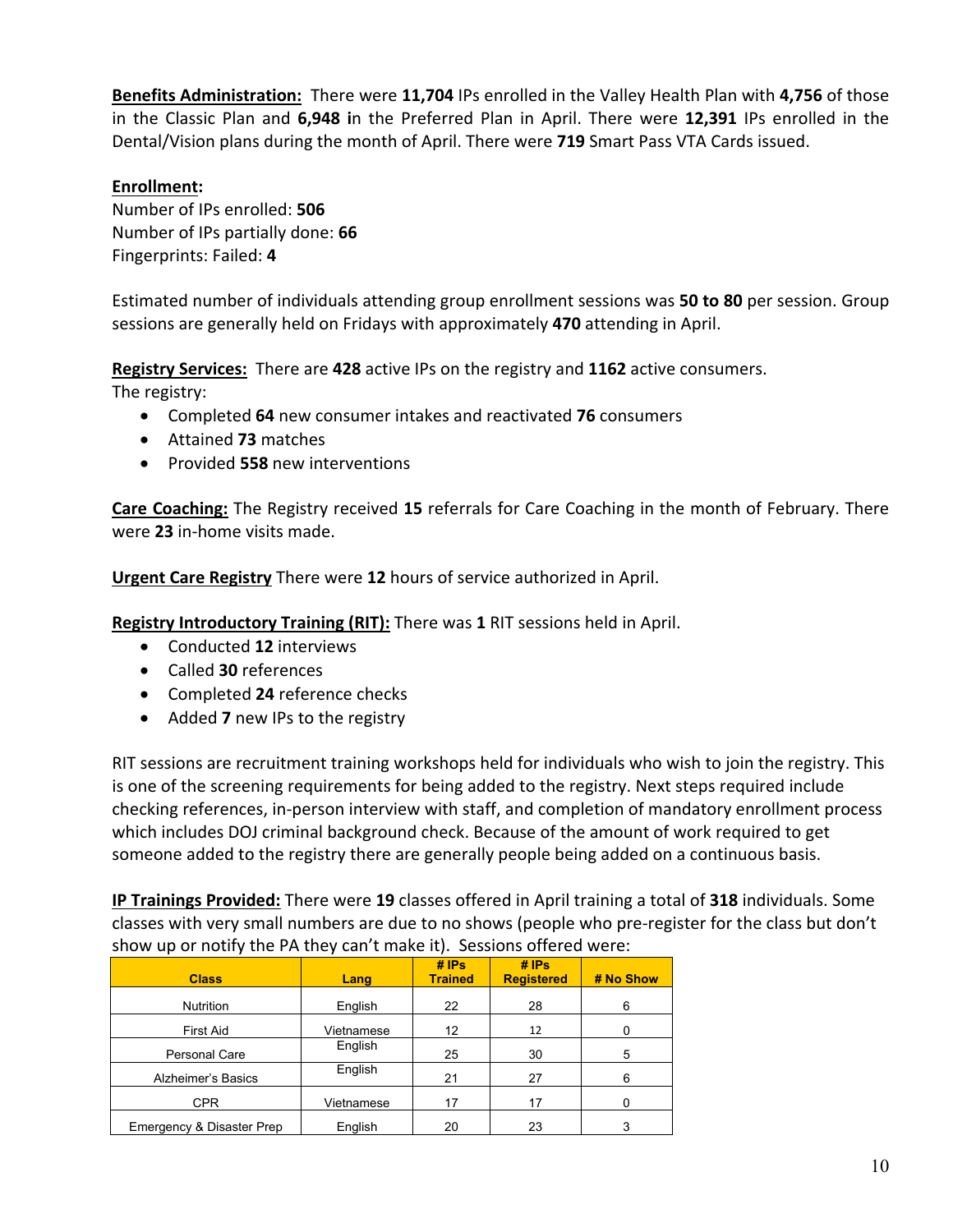**Benefits Administration:** There were **11,704** IPs enrolled in the Valley Health Plan with **4,756** of those in the Classic Plan and **6,948 i**n the Preferred Plan in April. There were **12,391** IPs enrolled in the Dental/Vision plans during the month of April. There were **719** Smart Pass VTA Cards issued.

**Enrollment:**
Number of IPs enrolled: **506**
Number of IPs partially done: **66**
Fingerprints: Failed: **4**

Estimated number of individuals attending group enrollment sessions was **50 to 80** per session. Group sessions are generally held on Fridays with approximately **470** attending in April.

**Registry Services:** There are **428** active IPs on the registry and **1162** active consumers.
The registry:

- Completed **64** new consumer intakes and reactivated **76** consumers
- Attained **73** matches
- Provided **558** new interventions

**Care Coaching:** The Registry received **15** referrals for Care Coaching in the month of February. There were **23** in-home visits made.

**Urgent Care Registry** There were **12** hours of service authorized in April.

**Registry Introductory Training (RIT):** There was **1** RIT sessions held in April.

- Conducted **12** interviews
- Called **30** references
- Completed **24** reference checks
- Added **7** new IPs to the registry

RIT sessions are recruitment training workshops held for individuals who wish to join the registry. This is one of the screening requirements for being added to the registry. Next steps required include checking references, in-person interview with staff, and completion of mandatory enrollment process which includes DOJ criminal background check. Because of the amount of work required to get someone added to the registry there are generally people being added on a continuous basis.

**IP Trainings Provided:** There were **19** classes offered in April training a total of **318** individuals. Some classes with very small numbers are due to no shows (people who pre-register for the class but don't show up or notify the PA they can't make it). Sessions offered were:

| Class | Lang | # IPs Trained | # IPs Registered | # No Show |
|---|---|---|---|---|
| Nutrition | English | 22 | 28 | 6 |
| First Aid | Vietnamese | 12 | 12 | 0 |
| Personal Care | English | 25 | 30 | 5 |
| Alzheimer's Basics | English | 21 | 27 | 6 |
| CPR | Vietnamese | 17 | 17 | 0 |
| Emergency & Disaster Prep | English | 20 | 23 | 3 |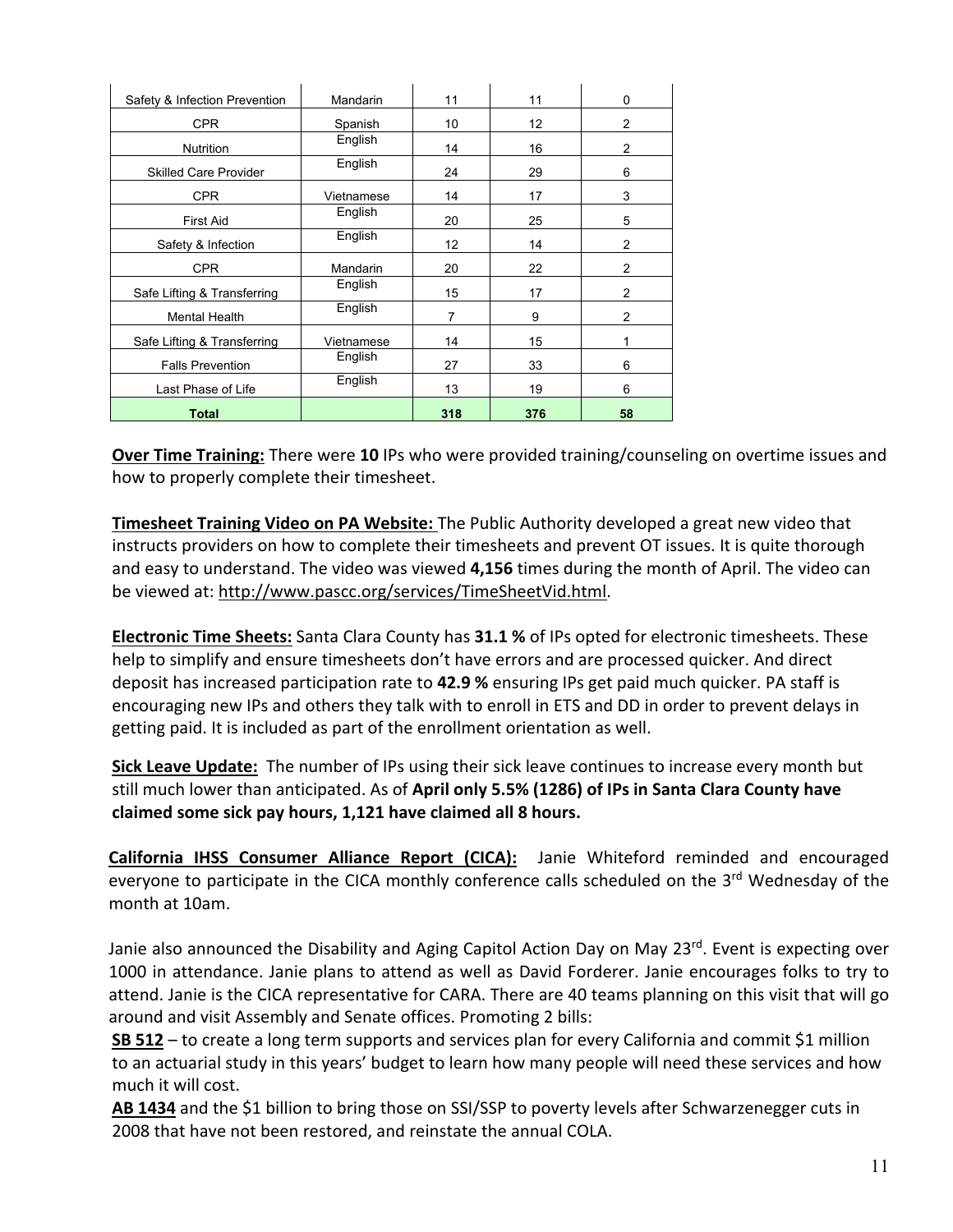| Safety & Infection Prevention | Mandarin | 11 | 11 | 0 |
|---|---|---|---|---|
| CPR | Spanish | 10 | 12 | 2 |
| Nutrition | English | 14 | 16 | 2 |
| Skilled Care Provider | English | 24 | 29 | 6 |
| CPR | Vietnamese | 14 | 17 | 3 |
| First Aid | English | 20 | 25 | 5 |
| Safety & Infection | English | 12 | 14 | 2 |
| CPR | Mandarin | 20 | 22 | 2 |
| Safe Lifting & Transferring | English | 15 | 17 | 2 |
| Mental Health | English | 7 | 9 | 2 |
| Safe Lifting & Transferring | Vietnamese | 14 | 15 | 1 |
| Falls Prevention | English | 27 | 33 | 6 |
| Last Phase of Life | English | 13 | 19 | 6 |
| **Total** | | **318** | **376** | **58** |

**Over Time Training:** There were **10** IPs who were provided training/counseling on overtime issues and how to properly complete their timesheet.

**Timesheet Training Video on PA Website:** The Public Authority developed a great new video that instructs providers on how to complete their timesheets and prevent OT issues. It is quite thorough and easy to understand. The video was viewed **4,156** times during the month of April. The video can be viewed at: http://www.pascc.org/services/TimeSheetVid.html.

**Electronic Time Sheets:** Santa Clara County has **31.1 %** of IPs opted for electronic timesheets. These help to simplify and ensure timesheets don't have errors and are processed quicker. And direct deposit has increased participation rate to **42.9 %** ensuring IPs get paid much quicker. PA staff is encouraging new IPs and others they talk with to enroll in ETS and DD in order to prevent delays in getting paid. It is included as part of the enrollment orientation as well.

**Sick Leave Update:** The number of IPs using their sick leave continues to increase every month but still much lower than anticipated. As of **April only 5.5% (1286) of IPs in Santa Clara County have claimed some sick pay hours, 1,121 have claimed all 8 hours.**

**California IHSS Consumer Alliance Report (CICA):** Janie Whiteford reminded and encouraged everyone to participate in the CICA monthly conference calls scheduled on the 3rd Wednesday of the month at 10am.

Janie also announced the Disability and Aging Capitol Action Day on May 23rd. Event is expecting over 1000 in attendance. Janie plans to attend as well as David Forderer. Janie encourages folks to try to attend. Janie is the CICA representative for CARA. There are 40 teams planning on this visit that will go around and visit Assembly and Senate offices. Promoting 2 bills:

**SB 512** – to create a long term supports and services plan for every California and commit $1 million to an actuarial study in this years' budget to learn how many people will need these services and how much it will cost.

**AB 1434** and the $1 billion to bring those on SSI/SSP to poverty levels after Schwarzenegger cuts in 2008 that have not been restored, and reinstate the annual COLA.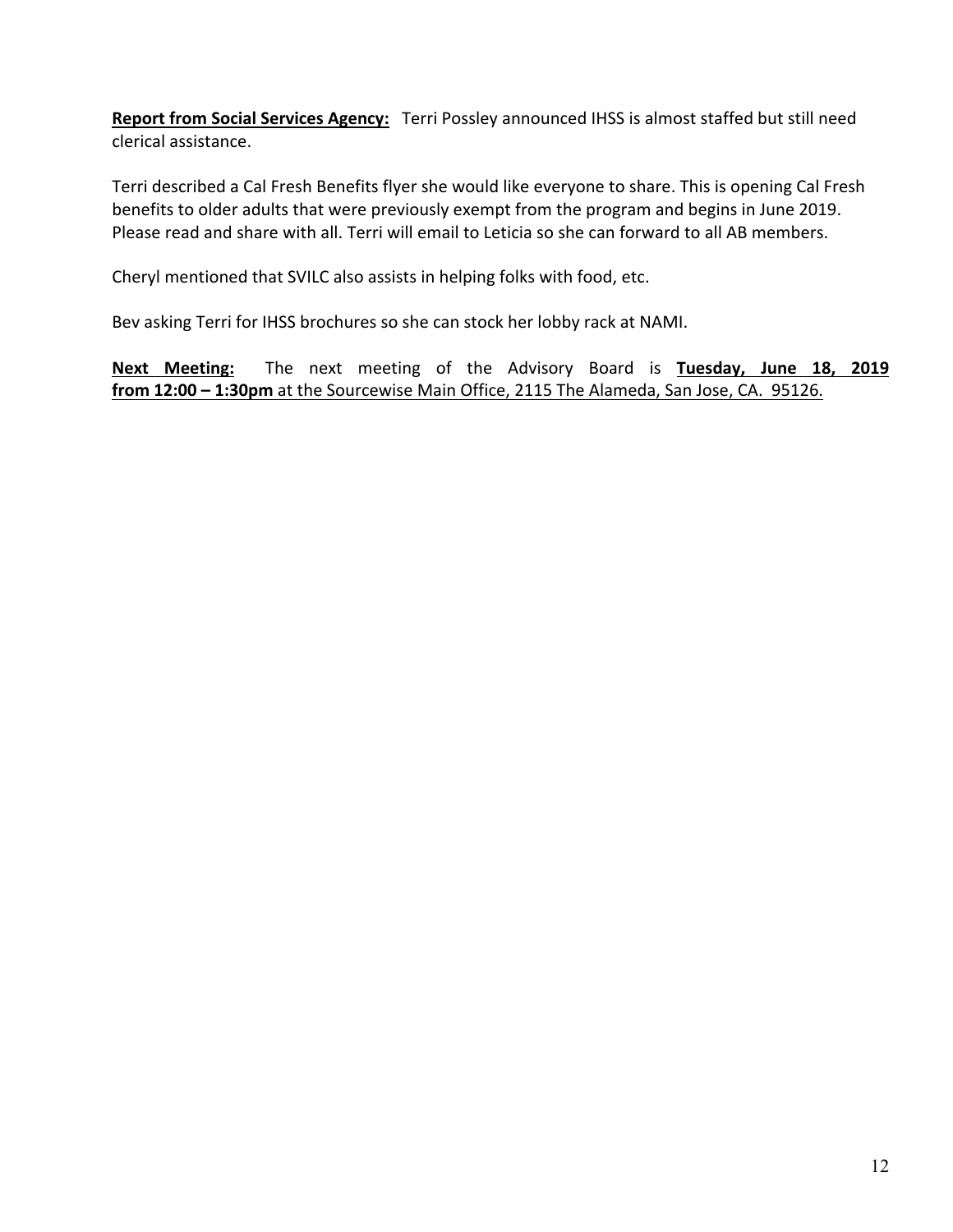**Report from Social Services Agency:** Terri Possley announced IHSS is almost staffed but still need clerical assistance.

Terri described a Cal Fresh Benefits flyer she would like everyone to share. This is opening Cal Fresh benefits to older adults that were previously exempt from the program and begins in June 2019. Please read and share with all. Terri will email to Leticia so she can forward to all AB members.

Cheryl mentioned that SVILC also assists in helping folks with food, etc.

Bev asking Terri for IHSS brochures so she can stock her lobby rack at NAMI.

**Next Meeting:** The next meeting of the Advisory Board is **Tuesday, June 18, 2019 from 12:00 – 1:30pm** at the Sourcewise Main Office, 2115 The Alameda, San Jose, CA. 95126.